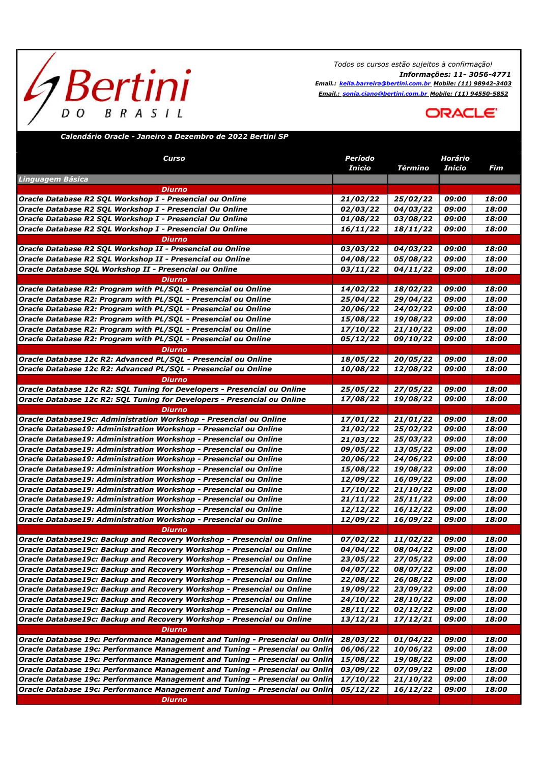Bertini DO BRASIL

*Todos os cursos estão sujeitos à confirmação!*

***Informações: 11- 3056-4771***

***Email.:*** *keila.barreira@bertini.com.br* ***Mobile: (11) 98942-3403***

***Email.:*** *sonia.ciano@bertini.com.br* ***Mobile: (11) 94550-5852***

ORACLE

***Calendário Oracle - Janeiro a Dezembro de 2022 Bertini SP***

| Curso | Período Início | Término | Horário Início | Fim |
|---|---|---|---|---|
| ***Linguagem Básica*** | | | | |
| ***Diurno*** | | | | |
| Oracle Database R2 SQL Workshop I - Presencial ou Online | 21/02/22 | 25/02/22 | 09:00 | 18:00 |
| Oracle Database R2 SQL Workshop I - Presencial Ou Online | 02/03/22 | 04/03/22 | 09:00 | 18:00 |
| Oracle Database R2 SQL Workshop I - Presencial Ou Online | 01/08/22 | 03/08/22 | 09:00 | 18:00 |
| Oracle Database R2 SQL Workshop I - Presencial Ou Online | 16/11/22 | 18/11/22 | 09:00 | 18:00 |
| ***Diurno*** | | | | |
| Oracle Database R2 SQL Workshop II - Presencial ou Online | 03/03/22 | 04/03/22 | 09:00 | 18:00 |
| Oracle Database R2 SQL Workshop II - Presencial ou Online | 04/08/22 | 05/08/22 | 09:00 | 18:00 |
| Oracle Database SQL Workshop II - Presencial ou Online | 03/11/22 | 04/11/22 | 09:00 | 18:00 |
| ***Diurno*** | | | | |
| Oracle Database R2: Program with PL/SQL - Presencial ou Online | 14/02/22 | 18/02/22 | 09:00 | 18:00 |
| Oracle Database R2: Program with PL/SQL - Presencial ou Online | 25/04/22 | 29/04/22 | 09:00 | 18:00 |
| Oracle Database R2: Program with PL/SQL - Presencial ou Online | 20/06/22 | 24/02/22 | 09:00 | 18:00 |
| Oracle Database R2: Program with PL/SQL - Presencial ou Online | 15/08/22 | 19/08/22 | 09:00 | 18:00 |
| Oracle Database R2: Program with PL/SQL - Presencial ou Online | 17/10/22 | 21/10/22 | 09:00 | 18:00 |
| Oracle Database R2: Program with PL/SQL - Presencial ou Online | 05/12/22 | 09/10/22 | 09:00 | 18:00 |
| ***Diurno*** | | | | |
| Oracle Database 12c R2: Advanced PL/SQL - Presencial ou Online | 18/05/22 | 20/05/22 | 09:00 | 18:00 |
| Oracle Database 12c R2: Advanced PL/SQL - Presencial ou Online | 10/08/22 | 12/08/22 | 09:00 | 18:00 |
| ***Diurno*** | | | | |
| Oracle Database 12c R2: SQL Tuning for Developers - Presencial ou Online | 25/05/22 | 27/05/22 | 09:00 | 18:00 |
| Oracle Database 12c R2: SQL Tuning for Developers - Presencial ou Online | 17/08/22 | 19/08/22 | 09:00 | 18:00 |
| ***Diurno*** | | | | |
| Oracle Database19c: Administration Workshop - Presencial ou Online | 17/01/22 | 21/01/22 | 09:00 | 18:00 |
| Oracle Database19: Administration Workshop - Presencial ou Online | 21/02/22 | 25/02/22 | 09:00 | 18:00 |
| Oracle Database19: Administration Workshop - Presencial ou Online | 21/03/22 | 25/03/22 | 09:00 | 18:00 |
| Oracle Database19: Administration Workshop - Presencial ou Online | 09/05/22 | 13/05/22 | 09:00 | 18:00 |
| Oracle Database19: Administration Workshop - Presencial ou Online | 20/06/22 | 24/06/22 | 09:00 | 18:00 |
| Oracle Database19: Administration Workshop - Presencial ou Online | 15/08/22 | 19/08/22 | 09:00 | 18:00 |
| Oracle Database19: Administration Workshop - Presencial ou Online | 12/09/22 | 16/09/22 | 09:00 | 18:00 |
| Oracle Database19: Administration Workshop - Presencial ou Online | 17/10/22 | 21/10/22 | 09:00 | 18:00 |
| Oracle Database19: Administration Workshop - Presencial ou Online | 21/11/22 | 25/11/22 | 09:00 | 18:00 |
| Oracle Database19: Administration Workshop - Presencial ou Online | 12/12/22 | 16/12/22 | 09:00 | 18:00 |
| Oracle Database19: Administration Workshop - Presencial ou Online | 12/09/22 | 16/09/22 | 09:00 | 18:00 |
| ***Diurno*** | | | | |
| Oracle Database19c: Backup and Recovery Workshop - Presencial ou Online | 07/02/22 | 11/02/22 | 09:00 | 18:00 |
| Oracle Database19c: Backup and Recovery Workshop - Presencial ou Online | 04/04/22 | 08/04/22 | 09:00 | 18:00 |
| Oracle Database19c: Backup and Recovery Workshop - Presencial ou Online | 23/05/22 | 27/05/22 | 09:00 | 18:00 |
| Oracle Database19c: Backup and Recovery Workshop - Presencial ou Online | 04/07/22 | 08/07/22 | 09:00 | 18:00 |
| Oracle Database19c: Backup and Recovery Workshop - Presencial ou Online | 22/08/22 | 26/08/22 | 09:00 | 18:00 |
| Oracle Database19c: Backup and Recovery Workshop - Presencial ou Online | 19/09/22 | 23/09/22 | 09:00 | 18:00 |
| Oracle Database19c: Backup and Recovery Workshop - Presencial ou Online | 24/10/22 | 28/10/22 | 09:00 | 18:00 |
| Oracle Database19c: Backup and Recovery Workshop - Presencial ou Online | 28/11/22 | 02/12/22 | 09:00 | 18:00 |
| Oracle Database19c: Backup and Recovery Workshop - Presencial ou Online | 13/12/21 | 17/12/21 | 09:00 | 18:00 |
| ***Diurno*** | | | | |
| Oracle Database 19c: Performance Management and Tuning - Presencial ou Onlin | 28/03/22 | 01/04/22 | 09:00 | 18:00 |
| Oracle Database 19c: Performance Management and Tuning - Presencial ou Onlin | 06/06/22 | 10/06/22 | 09:00 | 18:00 |
| Oracle Database 19c: Performance Management and Tuning - Presencial ou Onlin | 15/08/22 | 19/08/22 | 09:00 | 18:00 |
| Oracle Database 19c: Performance Management and Tuning - Presencial ou Onlin | 03/09/22 | 07/09/22 | 09:00 | 18:00 |
| Oracle Database 19c: Performance Management and Tuning - Presencial ou Onlin | 17/10/22 | 21/10/22 | 09:00 | 18:00 |
| Oracle Database 19c: Performance Management and Tuning - Presencial ou Onlin | 05/12/22 | 16/12/22 | 09:00 | 18:00 |
| ***Diurno*** | | | | |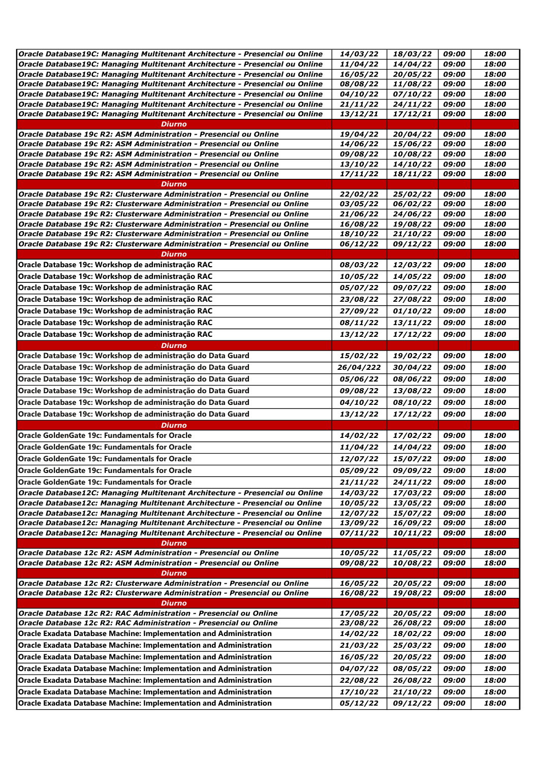| | | | | |
|---|---|---|---|---|
| ***Oracle Database19C: Managing Multitenant Architecture - Presencial ou Online*** | ***14/03/22*** | ***18/03/22*** | ***09:00*** | ***18:00*** |
| ***Oracle Database19C: Managing Multitenant Architecture - Presencial ou Online*** | ***11/04/22*** | ***14/04/22*** | ***09:00*** | ***18:00*** |
| ***Oracle Database19C: Managing Multitenant Architecture - Presencial ou Online*** | ***16/05/22*** | ***20/05/22*** | ***09:00*** | ***18:00*** |
| ***Oracle Database19C: Managing Multitenant Architecture - Presencial ou Online*** | ***08/08/22*** | ***11/08/22*** | ***09:00*** | ***18:00*** |
| ***Oracle Database19C: Managing Multitenant Architecture - Presencial ou Online*** | ***04/10/22*** | ***07/10/22*** | ***09:00*** | ***18:00*** |
| ***Oracle Database19C: Managing Multitenant Architecture - Presencial ou Online*** | ***21/11/22*** | ***24/11/22*** | ***09:00*** | ***18:00*** |
| ***Oracle Database19C: Managing Multitenant Architecture - Presencial ou Online*** | ***13/12/21*** | ***17/12/21*** | ***09:00*** | ***18:00*** |
| ***Diurno*** | | | | |
| ***Oracle Database 19c R2: ASM Administration - Presencial ou Online*** | ***19/04/22*** | ***20/04/22*** | ***09:00*** | ***18:00*** |
| ***Oracle Database 19c R2: ASM Administration - Presencial ou Online*** | ***14/06/22*** | ***15/06/22*** | ***09:00*** | ***18:00*** |
| ***Oracle Database 19c R2: ASM Administration - Presencial ou Online*** | ***09/08/22*** | ***10/08/22*** | ***09:00*** | ***18:00*** |
| ***Oracle Database 19c R2: ASM Administration - Presencial ou Online*** | ***13/10/22*** | ***14/10/22*** | ***09:00*** | ***18:00*** |
| ***Oracle Database 19c R2: ASM Administration - Presencial ou Online*** | ***17/11/22*** | ***18/11/22*** | ***09:00*** | ***18:00*** |
| ***Diurno*** | | | | |
| ***Oracle Database 19c R2: Clusterware Administration - Presencial ou Online*** | ***22/02/22*** | ***25/02/22*** | ***09:00*** | ***18:00*** |
| ***Oracle Database 19c R2: Clusterware Administration - Presencial ou Online*** | ***03/05/22*** | ***06/02/22*** | ***09:00*** | ***18:00*** |
| ***Oracle Database 19c R2: Clusterware Administration - Presencial ou Online*** | ***21/06/22*** | ***24/06/22*** | ***09:00*** | ***18:00*** |
| ***Oracle Database 19c R2: Clusterware Administration - Presencial ou Online*** | ***16/08/22*** | ***19/08/22*** | ***09:00*** | ***18:00*** |
| ***Oracle Database 19c R2: Clusterware Administration - Presencial ou Online*** | ***18/10/22*** | ***21/10/22*** | ***09:00*** | ***18:00*** |
| ***Oracle Database 19c R2: Clusterware Administration - Presencial ou Online*** | ***06/12/22*** | ***09/12/22*** | ***09:00*** | ***18:00*** |
| ***Diurno*** | | | | |
| **Oracle Database 19c: Workshop de administração RAC** | ***08/03/22*** | ***12/03/22*** | ***09:00*** | ***18:00*** |
| **Oracle Database 19c: Workshop de administração RAC** | ***10/05/22*** | ***14/05/22*** | ***09:00*** | ***18:00*** |
| **Oracle Database 19c: Workshop de administração RAC** | ***05/07/22*** | ***09/07/22*** | ***09:00*** | ***18:00*** |
| **Oracle Database 19c: Workshop de administração RAC** | ***23/08/22*** | ***27/08/22*** | ***09:00*** | ***18:00*** |
| **Oracle Database 19c: Workshop de administração RAC** | ***27/09/22*** | ***01/10/22*** | ***09:00*** | ***18:00*** |
| **Oracle Database 19c: Workshop de administração RAC** | ***08/11/22*** | ***13/11/22*** | ***09:00*** | ***18:00*** |
| **Oracle Database 19c: Workshop de administração RAC** | ***13/12/22*** | ***17/12/22*** | ***09:00*** | ***18:00*** |
| ***Diurno*** | | | | |
| **Oracle Database 19c: Workshop de administração do Data Guard** | ***15/02/22*** | ***19/02/22*** | ***09:00*** | ***18:00*** |
| **Oracle Database 19c: Workshop de administração do Data Guard** | ***26/04/222*** | ***30/04/22*** | ***09:00*** | ***18:00*** |
| **Oracle Database 19c: Workshop de administração do Data Guard** | ***05/06/22*** | ***08/06/22*** | ***09:00*** | ***18:00*** |
| **Oracle Database 19c: Workshop de administração do Data Guard** | ***09/08/22*** | ***13/08/22*** | ***09:00*** | ***18:00*** |
| **Oracle Database 19c: Workshop de administração do Data Guard** | ***04/10/22*** | ***08/10/22*** | ***09:00*** | ***18:00*** |
| **Oracle Database 19c: Workshop de administração do Data Guard** | ***13/12/22*** | ***17/12/22*** | ***09:00*** | ***18:00*** |
| ***Diurno*** | | | | |
| **Oracle GoldenGate 19c: Fundamentals for Oracle** | ***14/02/22*** | ***17/02/22*** | ***09:00*** | ***18:00*** |
| **Oracle GoldenGate 19c: Fundamentals for Oracle** | ***11/04/22*** | ***14/04/22*** | ***09:00*** | ***18:00*** |
| **Oracle GoldenGate 19c: Fundamentals for Oracle** | ***12/07/22*** | ***15/07/22*** | ***09:00*** | ***18:00*** |
| **Oracle GoldenGate 19c: Fundamentals for Oracle** | ***05/09/22*** | ***09/09/22*** | ***09:00*** | ***18:00*** |
| **Oracle GoldenGate 19c: Fundamentals for Oracle** | ***21/11/22*** | ***24/11/22*** | ***09:00*** | ***18:00*** |
| ***Oracle Database12C: Managing Multitenant Architecture - Presencial ou Online*** | ***14/03/22*** | ***17/03/22*** | ***09:00*** | ***18:00*** |
| ***Oracle Database12c: Managing Multitenant Architecture - Presencial ou Online*** | ***10/05/22*** | ***13/05/22*** | ***09:00*** | ***18:00*** |
| ***Oracle Database12c: Managing Multitenant Architecture - Presencial ou Online*** | ***12/07/22*** | ***15/07/22*** | ***09:00*** | ***18:00*** |
| ***Oracle Database12c: Managing Multitenant Architecture - Presencial ou Online*** | ***13/09/22*** | ***16/09/22*** | ***09:00*** | ***18:00*** |
| ***Oracle Database12c: Managing Multitenant Architecture - Presencial ou Online*** | ***07/11/22*** | ***10/11/22*** | ***09:00*** | ***18:00*** |
| ***Diurno*** | | | | |
| ***Oracle Database 12c R2: ASM Administration - Presencial ou Online*** | ***10/05/22*** | ***11/05/22*** | ***09:00*** | ***18:00*** |
| ***Oracle Database 12c R2: ASM Administration - Presencial ou Online*** | ***09/08/22*** | ***10/08/22*** | ***09:00*** | ***18:00*** |
| ***Diurno*** | | | | |
| ***Oracle Database 12c R2: Clusterware Administration - Presencial ou Online*** | ***16/05/22*** | ***20/05/22*** | ***09:00*** | ***18:00*** |
| ***Oracle Database 12c R2: Clusterware Administration - Presencial ou Online*** | ***16/08/22*** | ***19/08/22*** | ***09:00*** | ***18:00*** |
| ***Diurno*** | | | | |
| ***Oracle Database 12c R2: RAC Administration - Presencial ou Online*** | ***17/05/22*** | ***20/05/22*** | ***09:00*** | ***18:00*** |
| ***Oracle Database 12c R2: RAC Administration - Presencial ou Online*** | ***23/08/22*** | ***26/08/22*** | ***09:00*** | ***18:00*** |
| **Oracle Exadata Database Machine: Implementation and Administration** | ***14/02/22*** | ***18/02/22*** | ***09:00*** | ***18:00*** |
| **Oracle Exadata Database Machine: Implementation and Administration** | ***21/03/22*** | ***25/03/22*** | ***09:00*** | ***18:00*** |
| **Oracle Exadata Database Machine: Implementation and Administration** | ***16/05/22*** | ***20/05/22*** | ***09:00*** | ***18:00*** |
| **Oracle Exadata Database Machine: Implementation and Administration** | ***04/07/22*** | ***08/05/22*** | ***09:00*** | ***18:00*** |
| **Oracle Exadata Database Machine: Implementation and Administration** | ***22/08/22*** | ***26/08/22*** | ***09:00*** | ***18:00*** |
| **Oracle Exadata Database Machine: Implementation and Administration** | ***17/10/22*** | ***21/10/22*** | ***09:00*** | ***18:00*** |
| **Oracle Exadata Database Machine: Implementation and Administration** | ***05/12/22*** | ***09/12/22*** | ***09:00*** | ***18:00*** |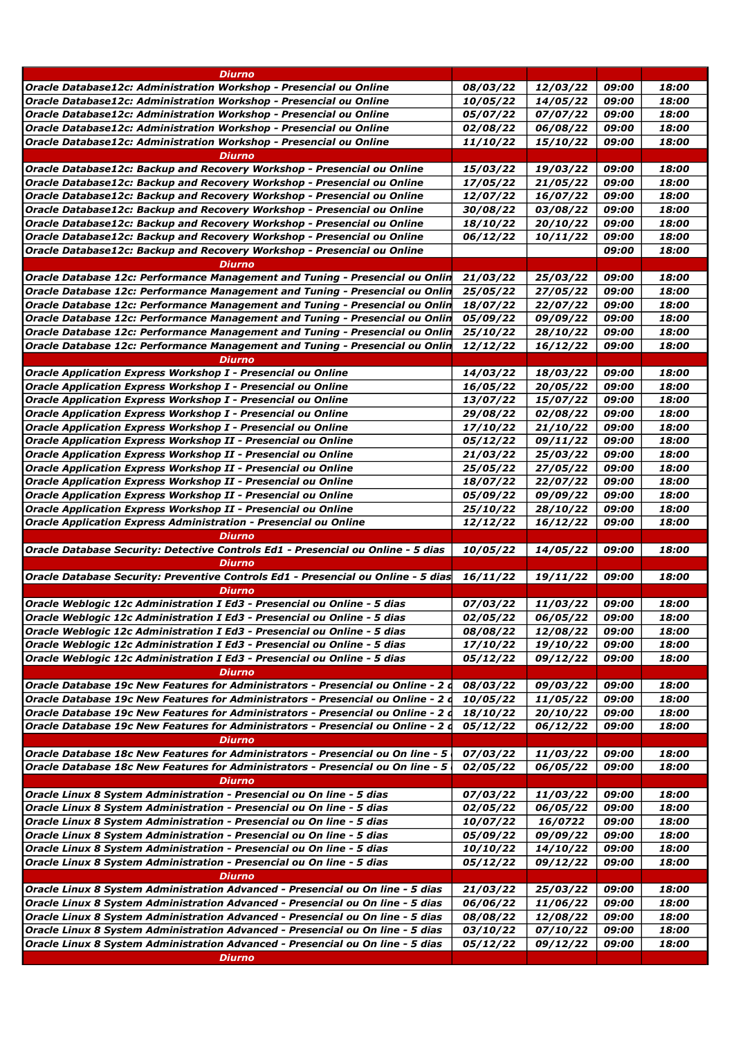| Diurno | | | | |
|---|---|---|---|---|
| Oracle Database12c: Administration Workshop - Presencial ou Online | 08/03/22 | 12/03/22 | 09:00 | 18:00 |
| Oracle Database12c: Administration Workshop - Presencial ou Online | 10/05/22 | 14/05/22 | 09:00 | 18:00 |
| Oracle Database12c: Administration Workshop - Presencial ou Online | 05/07/22 | 07/07/22 | 09:00 | 18:00 |
| Oracle Database12c: Administration Workshop - Presencial ou Online | 02/08/22 | 06/08/22 | 09:00 | 18:00 |
| Oracle Database12c: Administration Workshop - Presencial ou Online | 11/10/22 | 15/10/22 | 09:00 | 18:00 |
| Diurno | | | | |
| Oracle Database12c: Backup and Recovery Workshop - Presencial ou Online | 15/03/22 | 19/03/22 | 09:00 | 18:00 |
| Oracle Database12c: Backup and Recovery Workshop - Presencial ou Online | 17/05/22 | 21/05/22 | 09:00 | 18:00 |
| Oracle Database12c: Backup and Recovery Workshop - Presencial ou Online | 12/07/22 | 16/07/22 | 09:00 | 18:00 |
| Oracle Database12c: Backup and Recovery Workshop - Presencial ou Online | 30/08/22 | 03/08/22 | 09:00 | 18:00 |
| Oracle Database12c: Backup and Recovery Workshop - Presencial ou Online | 18/10/22 | 20/10/22 | 09:00 | 18:00 |
| Oracle Database12c: Backup and Recovery Workshop - Presencial ou Online | 06/12/22 | 10/11/22 | 09:00 | 18:00 |
| Oracle Database12c: Backup and Recovery Workshop - Presencial ou Online | | | 09:00 | 18:00 |
| Diurno | | | | |
| Oracle Database 12c: Performance Management and Tuning - Presencial ou Onlin | 21/03/22 | 25/03/22 | 09:00 | 18:00 |
| Oracle Database 12c: Performance Management and Tuning - Presencial ou Onlin | 25/05/22 | 27/05/22 | 09:00 | 18:00 |
| Oracle Database 12c: Performance Management and Tuning - Presencial ou Onlin | 18/07/22 | 22/07/22 | 09:00 | 18:00 |
| Oracle Database 12c: Performance Management and Tuning - Presencial ou Onlin | 05/09/22 | 09/09/22 | 09:00 | 18:00 |
| Oracle Database 12c: Performance Management and Tuning - Presencial ou Onlin | 25/10/22 | 28/10/22 | 09:00 | 18:00 |
| Oracle Database 12c: Performance Management and Tuning - Presencial ou Onlin | 12/12/22 | 16/12/22 | 09:00 | 18:00 |
| Diurno | | | | |
| Oracle Application Express Workshop I - Presencial ou Online | 14/03/22 | 18/03/22 | 09:00 | 18:00 |
| Oracle Application Express Workshop I - Presencial ou Online | 16/05/22 | 20/05/22 | 09:00 | 18:00 |
| Oracle Application Express Workshop I - Presencial ou Online | 13/07/22 | 15/07/22 | 09:00 | 18:00 |
| Oracle Application Express Workshop I - Presencial ou Online | 29/08/22 | 02/08/22 | 09:00 | 18:00 |
| Oracle Application Express Workshop I - Presencial ou Online | 17/10/22 | 21/10/22 | 09:00 | 18:00 |
| Oracle Application Express Workshop II - Presencial ou Online | 05/12/22 | 09/11/22 | 09:00 | 18:00 |
| Oracle Application Express Workshop II - Presencial ou Online | 21/03/22 | 25/03/22 | 09:00 | 18:00 |
| Oracle Application Express Workshop II - Presencial ou Online | 25/05/22 | 27/05/22 | 09:00 | 18:00 |
| Oracle Application Express Workshop II - Presencial ou Online | 18/07/22 | 22/07/22 | 09:00 | 18:00 |
| Oracle Application Express Workshop II - Presencial ou Online | 05/09/22 | 09/09/22 | 09:00 | 18:00 |
| Oracle Application Express Workshop II - Presencial ou Online | 25/10/22 | 28/10/22 | 09:00 | 18:00 |
| Oracle Application Express Administration - Presencial ou Online | 12/12/22 | 16/12/22 | 09:00 | 18:00 |
| Diurno | | | | |
| Oracle Database Security: Detective Controls Ed1 - Presencial ou Online - 5 dias | 10/05/22 | 14/05/22 | 09:00 | 18:00 |
| Diurno | | | | |
| Oracle Database Security: Preventive Controls Ed1 - Presencial ou Online - 5 dias | 16/11/22 | 19/11/22 | 09:00 | 18:00 |
| Diurno | | | | |
| Oracle Weblogic 12c Administration I Ed3 - Presencial ou Online - 5 dias | 07/03/22 | 11/03/22 | 09:00 | 18:00 |
| Oracle Weblogic 12c Administration I Ed3 - Presencial ou Online - 5 dias | 02/05/22 | 06/05/22 | 09:00 | 18:00 |
| Oracle Weblogic 12c Administration I Ed3 - Presencial ou Online - 5 dias | 08/08/22 | 12/08/22 | 09:00 | 18:00 |
| Oracle Weblogic 12c Administration I Ed3 - Presencial ou Online - 5 dias | 17/10/22 | 19/10/22 | 09:00 | 18:00 |
| Oracle Weblogic 12c Administration I Ed3 - Presencial ou Online - 5 dias | 05/12/22 | 09/12/22 | 09:00 | 18:00 |
| Diurno | | | | |
| Oracle Database 19c New Features for Administrators - Presencial ou Online - 2 d | 08/03/22 | 09/03/22 | 09:00 | 18:00 |
| Oracle Database 19c New Features for Administrators - Presencial ou Online - 2 d | 10/05/22 | 11/05/22 | 09:00 | 18:00 |
| Oracle Database 19c New Features for Administrators - Presencial ou Online - 2 d | 18/10/22 | 20/10/22 | 09:00 | 18:00 |
| Oracle Database 19c New Features for Administrators - Presencial ou Online - 2 d | 05/12/22 | 06/12/22 | 09:00 | 18:00 |
| Diurno | | | | |
| Oracle Database 18c New Features for Administrators - Presencial ou On line - 5 | 07/03/22 | 11/03/22 | 09:00 | 18:00 |
| Oracle Database 18c New Features for Administrators - Presencial ou On line - 5 | 02/05/22 | 06/05/22 | 09:00 | 18:00 |
| Diurno | | | | |
| Oracle Linux 8 System Administration - Presencial ou On line - 5 dias | 07/03/22 | 11/03/22 | 09:00 | 18:00 |
| Oracle Linux 8 System Administration - Presencial ou On line - 5 dias | 02/05/22 | 06/05/22 | 09:00 | 18:00 |
| Oracle Linux 8 System Administration - Presencial ou On line - 5 dias | 10/07/22 | 16/0722 | 09:00 | 18:00 |
| Oracle Linux 8 System Administration - Presencial ou On line - 5 dias | 05/09/22 | 09/09/22 | 09:00 | 18:00 |
| Oracle Linux 8 System Administration - Presencial ou On line - 5 dias | 10/10/22 | 14/10/22 | 09:00 | 18:00 |
| Oracle Linux 8 System Administration - Presencial ou On line - 5 dias | 05/12/22 | 09/12/22 | 09:00 | 18:00 |
| Diurno | | | | |
| Oracle Linux 8 System Administration Advanced - Presencial ou On line - 5 dias | 21/03/22 | 25/03/22 | 09:00 | 18:00 |
| Oracle Linux 8 System Administration Advanced - Presencial ou On line - 5 dias | 06/06/22 | 11/06/22 | 09:00 | 18:00 |
| Oracle Linux 8 System Administration Advanced - Presencial ou On line - 5 dias | 08/08/22 | 12/08/22 | 09:00 | 18:00 |
| Oracle Linux 8 System Administration Advanced - Presencial ou On line - 5 dias | 03/10/22 | 07/10/22 | 09:00 | 18:00 |
| Oracle Linux 8 System Administration Advanced - Presencial ou On line - 5 dias | 05/12/22 | 09/12/22 | 09:00 | 18:00 |
| Diurno | | | | |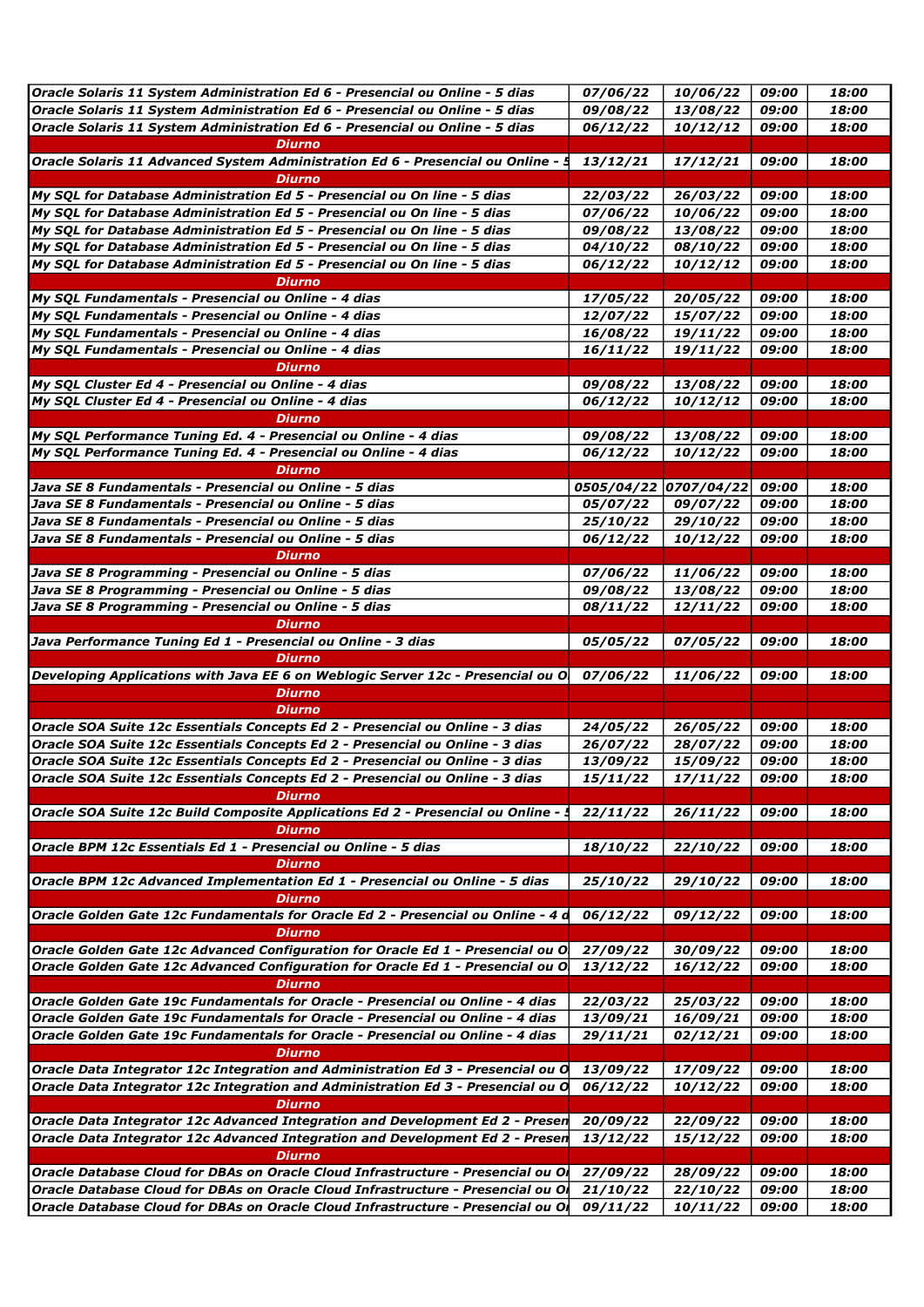| | | | | |
|---|---|---|---|---|
| *Oracle Solaris 11 System Administration Ed 6 - Presencial ou Online - 5 dias* | *07/06/22* | *10/06/22* | *09:00* | *18:00* |
| *Oracle Solaris 11 System Administration Ed 6 - Presencial ou Online - 5 dias* | *09/08/22* | *13/08/22* | *09:00* | *18:00* |
| *Oracle Solaris 11 System Administration Ed 6 - Presencial ou Online - 5 dias* | *06/12/22* | *10/12/12* | *09:00* | *18:00* |
| **Diurno** | | | | |
| *Oracle Solaris 11 Advanced System Administration Ed 6 - Presencial ou Online - 5* | *13/12/21* | *17/12/21* | *09:00* | *18:00* |
| **Diurno** | | | | |
| *My SQL for Database Administration Ed 5 - Presencial ou On line - 5 dias* | *22/03/22* | *26/03/22* | *09:00* | *18:00* |
| *My SQL for Database Administration Ed 5 - Presencial ou On line - 5 dias* | *07/06/22* | *10/06/22* | *09:00* | *18:00* |
| *My SQL for Database Administration Ed 5 - Presencial ou On line - 5 dias* | *09/08/22* | *13/08/22* | *09:00* | *18:00* |
| *My SQL for Database Administration Ed 5 - Presencial ou On line - 5 dias* | *04/10/22* | *08/10/22* | *09:00* | *18:00* |
| *My SQL for Database Administration Ed 5 - Presencial ou On line - 5 dias* | *06/12/22* | *10/12/12* | *09:00* | *18:00* |
| **Diurno** | | | | |
| *My SQL Fundamentals - Presencial ou Online - 4 dias* | *17/05/22* | *20/05/22* | *09:00* | *18:00* |
| *My SQL Fundamentals - Presencial ou Online - 4 dias* | *12/07/22* | *15/07/22* | *09:00* | *18:00* |
| *My SQL Fundamentals - Presencial ou Online - 4 dias* | *16/08/22* | *19/11/22* | *09:00* | *18:00* |
| *My SQL Fundamentals - Presencial ou Online - 4 dias* | *16/11/22* | *19/11/22* | *09:00* | *18:00* |
| **Diurno** | | | | |
| *My SQL Cluster Ed 4 - Presencial ou Online - 4 dias* | *09/08/22* | *13/08/22* | *09:00* | *18:00* |
| *My SQL Cluster Ed 4 - Presencial ou Online - 4 dias* | *06/12/22* | *10/12/12* | *09:00* | *18:00* |
| **Diurno** | | | | |
| *My SQL Performance Tuning Ed. 4 - Presencial ou Online - 4 dias* | *09/08/22* | *13/08/22* | *09:00* | *18:00* |
| *My SQL Performance Tuning Ed. 4 - Presencial ou Online - 4 dias* | *06/12/22* | *10/12/22* | *09:00* | *18:00* |
| **Diurno** | | | | |
| *Java SE 8 Fundamentals - Presencial ou Online - 5 dias* | *0505/04/22* | *0707/04/22* | *09:00* | *18:00* |
| *Java SE 8 Fundamentals - Presencial ou Online - 5 dias* | *05/07/22* | *09/07/22* | *09:00* | *18:00* |
| *Java SE 8 Fundamentals - Presencial ou Online - 5 dias* | *25/10/22* | *29/10/22* | *09:00* | *18:00* |
| *Java SE 8 Fundamentals - Presencial ou Online - 5 dias* | *06/12/22* | *10/12/22* | *09:00* | *18:00* |
| **Diurno** | | | | |
| *Java SE 8 Programming - Presencial ou Online - 5 dias* | *07/06/22* | *11/06/22* | *09:00* | *18:00* |
| *Java SE 8 Programming - Presencial ou Online - 5 dias* | *09/08/22* | *13/08/22* | *09:00* | *18:00* |
| *Java SE 8 Programming - Presencial ou Online - 5 dias* | *08/11/22* | *12/11/22* | *09:00* | *18:00* |
| **Diurno** | | | | |
| *Java Performance Tuning Ed 1 - Presencial ou Online - 3 dias* | *05/05/22* | *07/05/22* | *09:00* | *18:00* |
| **Diurno** | | | | |
| *Developing Applications with Java EE 6 on Weblogic Server 12c - Presencial ou O* | *07/06/22* | *11/06/22* | *09:00* | *18:00* |
| **Diurno** | | | | |
| **Diurno** | | | | |
| *Oracle SOA Suite 12c Essentials Concepts Ed 2 - Presencial ou Online - 3 dias* | *24/05/22* | *26/05/22* | *09:00* | *18:00* |
| *Oracle SOA Suite 12c Essentials Concepts Ed 2 - Presencial ou Online - 3 dias* | *26/07/22* | *28/07/22* | *09:00* | *18:00* |
| *Oracle SOA Suite 12c Essentials Concepts Ed 2 - Presencial ou Online - 3 dias* | *13/09/22* | *15/09/22* | *09:00* | *18:00* |
| *Oracle SOA Suite 12c Essentials Concepts Ed 2 - Presencial ou Online - 3 dias* | *15/11/22* | *17/11/22* | *09:00* | *18:00* |
| **Diurno** | | | | |
| *Oracle SOA Suite 12c Build Composite Applications Ed 2 - Presencial ou Online - 5* | *22/11/22* | *26/11/22* | *09:00* | *18:00* |
| **Diurno** | | | | |
| *Oracle BPM 12c Essentials Ed 1 - Presencial ou Online - 5 dias* | *18/10/22* | *22/10/22* | *09:00* | *18:00* |
| **Diurno** | | | | |
| *Oracle BPM 12c Advanced Implementation Ed 1 - Presencial ou Online - 5 dias* | *25/10/22* | *29/10/22* | *09:00* | *18:00* |
| **Diurno** | | | | |
| *Oracle Golden Gate 12c Fundamentals for Oracle Ed 2 - Presencial ou Online - 4 d* | *06/12/22* | *09/12/22* | *09:00* | *18:00* |
| **Diurno** | | | | |
| *Oracle Golden Gate 12c Advanced Configuration for Oracle Ed 1 - Presencial ou O* | *27/09/22* | *30/09/22* | *09:00* | *18:00* |
| *Oracle Golden Gate 12c Advanced Configuration for Oracle Ed 1 - Presencial ou O* | *13/12/22* | *16/12/22* | *09:00* | *18:00* |
| **Diurno** | | | | |
| *Oracle Golden Gate 19c Fundamentals for Oracle - Presencial ou Online - 4 dias* | *22/03/22* | *25/03/22* | *09:00* | *18:00* |
| *Oracle Golden Gate 19c Fundamentals for Oracle - Presencial ou Online - 4 dias* | *13/09/21* | *16/09/21* | *09:00* | *18:00* |
| *Oracle Golden Gate 19c Fundamentals for Oracle - Presencial ou Online - 4 dias* | *29/11/21* | *02/12/21* | *09:00* | *18:00* |
| **Diurno** | | | | |
| *Oracle Data Integrator 12c Integration and Administration Ed 3 - Presencial ou O* | *13/09/22* | *17/09/22* | *09:00* | *18:00* |
| *Oracle Data Integrator 12c Integration and Administration Ed 3 - Presencial ou O* | *06/12/22* | *10/12/22* | *09:00* | *18:00* |
| **Diurno** | | | | |
| *Oracle Data Integrator 12c Advanced Integration and Development Ed 2 - Presen* | *20/09/22* | *22/09/22* | *09:00* | *18:00* |
| *Oracle Data Integrator 12c Advanced Integration and Development Ed 2 - Presen* | *13/12/22* | *15/12/22* | *09:00* | *18:00* |
| **Diurno** | | | | |
| *Oracle Database Cloud for DBAs on Oracle Cloud Infrastructure - Presencial ou Oi* | *27/09/22* | *28/09/22* | *09:00* | *18:00* |
| *Oracle Database Cloud for DBAs on Oracle Cloud Infrastructure - Presencial ou Oi* | *21/10/22* | *22/10/22* | *09:00* | *18:00* |
| *Oracle Database Cloud for DBAs on Oracle Cloud Infrastructure - Presencial ou Oi* | *09/11/22* | *10/11/22* | *09:00* | *18:00* |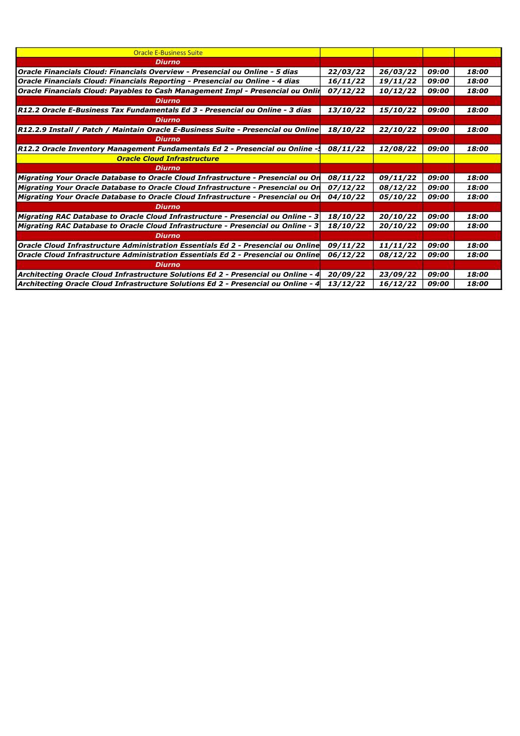| | | | | |
|---|---|---|---|---|
| Oracle E-Business Suite | | | | |
| ***Diurno*** | | | | |
| ***Oracle Financials Cloud: Financials Overview - Presencial ou Online - 5 dias*** | ***22/03/22*** | ***26/03/22*** | ***09:00*** | ***18:00*** |
| ***Oracle Financials Cloud: Financials Reporting - Presencial ou Online - 4 dias*** | ***16/11/22*** | ***19/11/22*** | ***09:00*** | ***18:00*** |
| ***Oracle Financials Cloud: Payables to Cash Management Impl - Presencial ou Onlir*** | ***07/12/22*** | ***10/12/22*** | ***09:00*** | ***18:00*** |
| ***Diurno*** | | | | |
| ***R12.2 Oracle E-Business Tax Fundamentals Ed 3 - Presencial ou Online - 3 dias*** | ***13/10/22*** | ***15/10/22*** | ***09:00*** | ***18:00*** |
| ***Diurno*** | | | | |
| ***R12.2.9 Install / Patch / Maintain Oracle E-Business Suite - Presencial ou Online*** | ***18/10/22*** | ***22/10/22*** | ***09:00*** | ***18:00*** |
| ***Diurno*** | | | | |
| ***R12.2 Oracle Inventory Management Fundamentals Ed 2 - Presencial ou Online -!*** | ***08/11/22*** | ***12/08/22*** | ***09:00*** | ***18:00*** |
| ***Oracle Cloud Infrastructure*** | | | | |
| ***Diurno*** | | | | |
| ***Migrating Your Oracle Database to Oracle Cloud Infrastructure - Presencial ou On*** | ***08/11/22*** | ***09/11/22*** | ***09:00*** | ***18:00*** |
| ***Migrating Your Oracle Database to Oracle Cloud Infrastructure - Presencial ou On*** | ***07/12/22*** | ***08/12/22*** | ***09:00*** | ***18:00*** |
| ***Migrating Your Oracle Database to Oracle Cloud Infrastructure - Presencial ou On*** | ***04/10/22*** | ***05/10/22*** | ***09:00*** | ***18:00*** |
| ***Diurno*** | | | | |
| ***Migrating RAC Database to Oracle Cloud Infrastructure - Presencial ou Online - 3*** | ***18/10/22*** | ***20/10/22*** | ***09:00*** | ***18:00*** |
| ***Migrating RAC Database to Oracle Cloud Infrastructure - Presencial ou Online - 3*** | ***18/10/22*** | ***20/10/22*** | ***09:00*** | ***18:00*** |
| ***Diurno*** | | | | |
| ***Oracle Cloud Infrastructure Administration Essentials Ed 2 - Presencial ou Online*** | ***09/11/22*** | ***11/11/22*** | ***09:00*** | ***18:00*** |
| ***Oracle Cloud Infrastructure Administration Essentials Ed 2 - Presencial ou Online*** | ***06/12/22*** | ***08/12/22*** | ***09:00*** | ***18:00*** |
| ***Diurno*** | | | | |
| ***Architecting Oracle Cloud Infrastructure Solutions Ed 2 - Presencial ou Online - 4*** | ***20/09/22*** | ***23/09/22*** | ***09:00*** | ***18:00*** |
| ***Architecting Oracle Cloud Infrastructure Solutions Ed 2 - Presencial ou Online - 4*** | ***13/12/22*** | ***16/12/22*** | ***09:00*** | ***18:00*** |